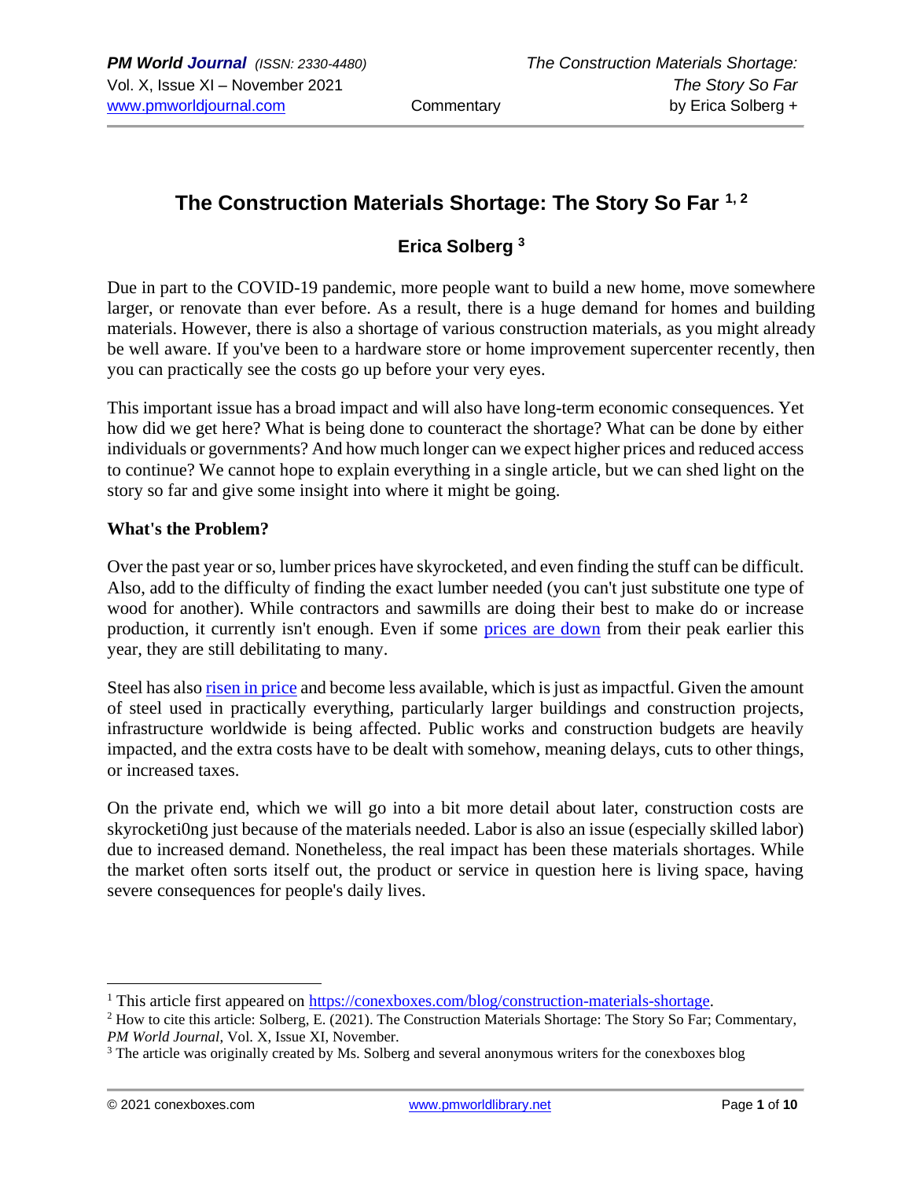# The Construction Materials Shortage: The Story So Far [1, 2]

**Erica Solberg [3]**

Due in part to the COVID-19 pandemic, more people want to build a new home, move somewhere larger, or renovate than ever before. As a result, there is a huge demand for homes and building materials. However, there is also a shortage of various construction materials, as you might already be well aware. If you've been to a hardware store or home improvement supercenter recently, then you can practically see the costs go up before your very eyes.

This important issue has a broad impact and will also have long-term economic consequences. Yet how did we get here? What is being done to counteract the shortage? What can be done by either individuals or governments? And how much longer can we expect higher prices and reduced access to continue? We cannot hope to explain everything in a single article, but we can shed light on the story so far and give some insight into where it might be going.

**What's the Problem?**

Over the past year or so, lumber prices have skyrocketed, and even finding the stuff can be difficult. Also, add to the difficulty of finding the exact lumber needed (you can't just substitute one type of wood for another). While contractors and sawmills are doing their best to make do or increase production, it currently isn't enough. Even if some prices are down from their peak earlier this year, they are still debilitating to many.

Steel has also risen in price and become less available, which is just as impactful. Given the amount of steel used in practically everything, particularly larger buildings and construction projects, infrastructure worldwide is being affected. Public works and construction budgets are heavily impacted, and the extra costs have to be dealt with somehow, meaning delays, cuts to other things, or increased taxes.

On the private end, which we will go into a bit more detail about later, construction costs are skyrocketi0ng just because of the materials needed. Labor is also an issue (especially skilled labor) due to increased demand. Nonetheless, the real impact has been these materials shortages. While the market often sorts itself out, the product or service in question here is living space, having severe consequences for people's daily lives.

---

[1] This article first appeared on https://conexboxes.com/blog/construction-materials-shortage.

[2] How to cite this article: Solberg, E. (2021). The Construction Materials Shortage: The Story So Far; Commentary, *PM World Journal*, Vol. X, Issue XI, November.

[3] The article was originally created by Ms. Solberg and several anonymous writers for the conexboxes blog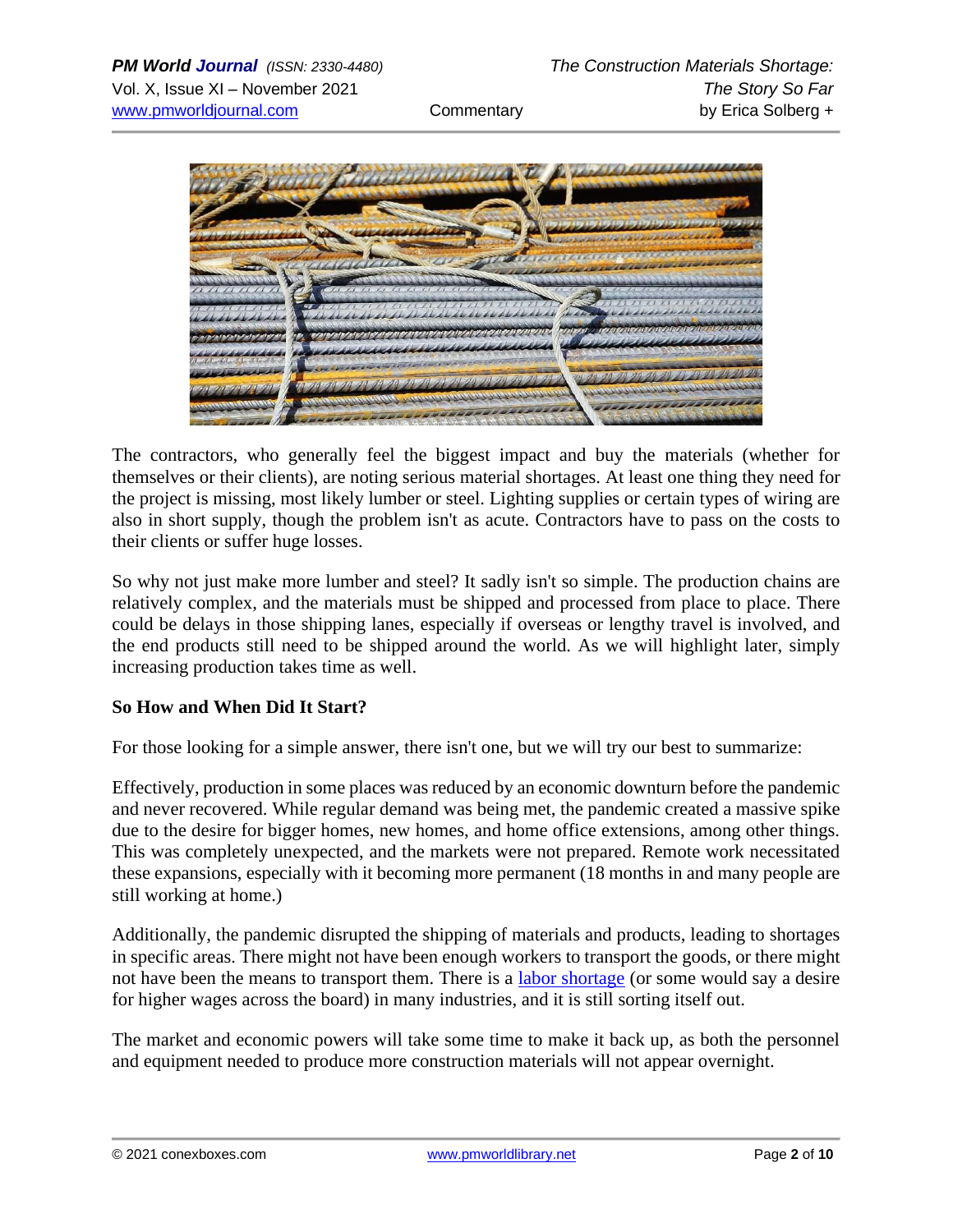The contractors, who generally feel the biggest impact and buy the materials (whether for themselves or their clients), are noting serious material shortages. At least one thing they need for the project is missing, most likely lumber or steel. Lighting supplies or certain types of wiring are also in short supply, though the problem isn't as acute. Contractors have to pass on the costs to their clients or suffer huge losses.

So why not just make more lumber and steel? It sadly isn't so simple. The production chains are relatively complex, and the materials must be shipped and processed from place to place. There could be delays in those shipping lanes, especially if overseas or lengthy travel is involved, and the end products still need to be shipped around the world. As we will highlight later, simply increasing production takes time as well.

**So How and When Did It Start?**

For those looking for a simple answer, there isn't one, but we will try our best to summarize:

Effectively, production in some places was reduced by an economic downturn before the pandemic and never recovered. While regular demand was being met, the pandemic created a massive spike due to the desire for bigger homes, new homes, and home office extensions, among other things. This was completely unexpected, and the markets were not prepared. Remote work necessitated these expansions, especially with it becoming more permanent (18 months in and many people are still working at home.)

Additionally, the pandemic disrupted the shipping of materials and products, leading to shortages in specific areas. There might not have been enough workers to transport the goods, or there might not have been the means to transport them. There is a labor shortage (or some would say a desire for higher wages across the board) in many industries, and it is still sorting itself out.

The market and economic powers will take some time to make it back up, as both the personnel and equipment needed to produce more construction materials will not appear overnight.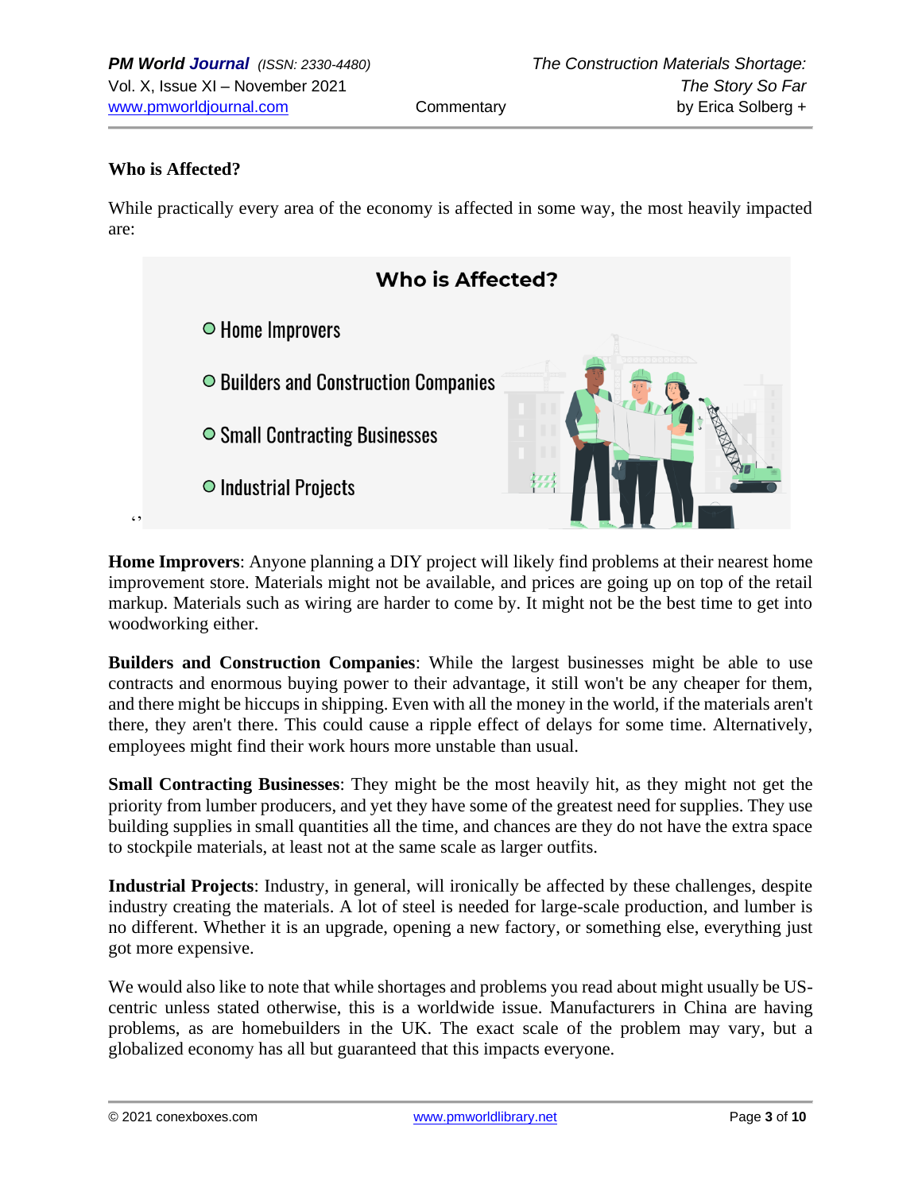## Who is Affected?

While practically every area of the economy is affected in some way, the most heavily impacted are:

**Who is Affected?**

- Home Improvers
- Builders and Construction Companies
- Small Contracting Businesses
- Industrial Projects

**Home Improvers**: Anyone planning a DIY project will likely find problems at their nearest home improvement store. Materials might not be available, and prices are going up on top of the retail markup. Materials such as wiring are harder to come by. It might not be the best time to get into woodworking either.

**Builders and Construction Companies**: While the largest businesses might be able to use contracts and enormous buying power to their advantage, it still won't be any cheaper for them, and there might be hiccups in shipping. Even with all the money in the world, if the materials aren't there, they aren't there. This could cause a ripple effect of delays for some time. Alternatively, employees might find their work hours more unstable than usual.

**Small Contracting Businesses**: They might be the most heavily hit, as they might not get the priority from lumber producers, and yet they have some of the greatest need for supplies. They use building supplies in small quantities all the time, and chances are they do not have the extra space to stockpile materials, at least not at the same scale as larger outfits.

**Industrial Projects**: Industry, in general, will ironically be affected by these challenges, despite industry creating the materials. A lot of steel is needed for large-scale production, and lumber is no different. Whether it is an upgrade, opening a new factory, or something else, everything just got more expensive.

We would also like to note that while shortages and problems you read about might usually be US-centric unless stated otherwise, this is a worldwide issue. Manufacturers in China are having problems, as are homebuilders in the UK. The exact scale of the problem may vary, but a globalized economy has all but guaranteed that this impacts everyone.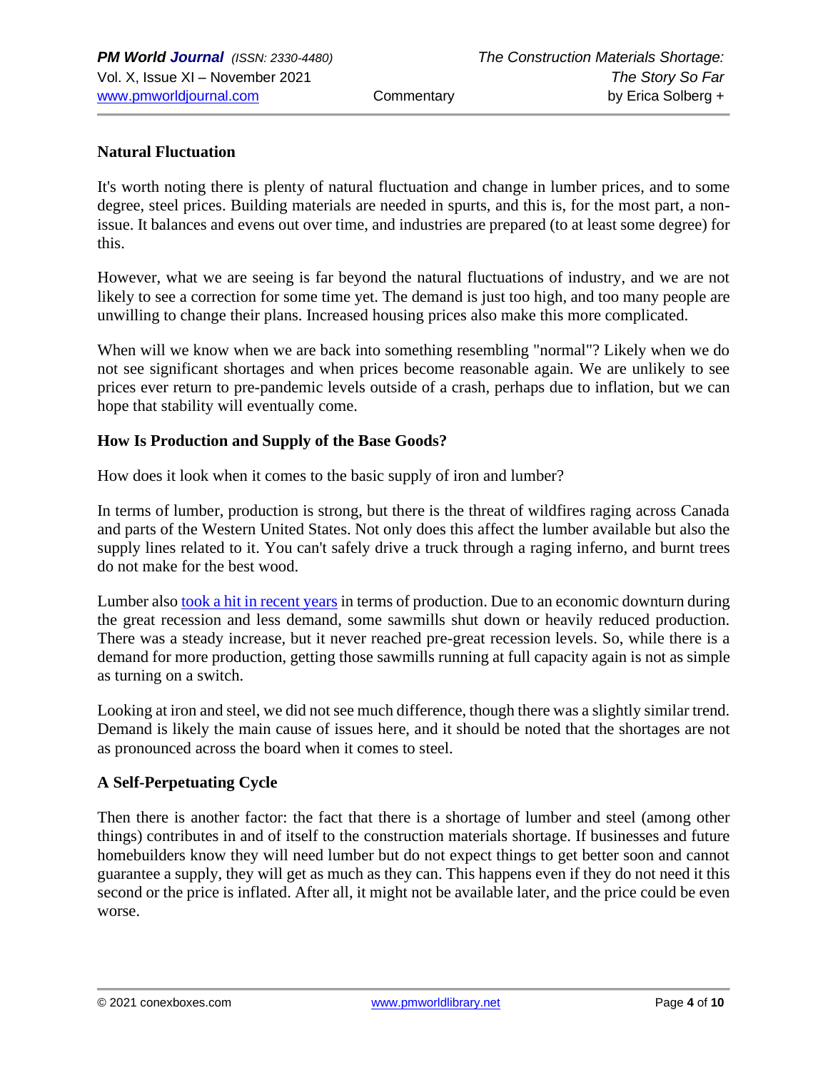## Natural Fluctuation

It's worth noting there is plenty of natural fluctuation and change in lumber prices, and to some degree, steel prices. Building materials are needed in spurts, and this is, for the most part, a non-issue. It balances and evens out over time, and industries are prepared (to at least some degree) for this.

However, what we are seeing is far beyond the natural fluctuations of industry, and we are not likely to see a correction for some time yet. The demand is just too high, and too many people are unwilling to change their plans. Increased housing prices also make this more complicated.

When will we know when we are back into something resembling "normal"? Likely when we do not see significant shortages and when prices become reasonable again. We are unlikely to see prices ever return to pre-pandemic levels outside of a crash, perhaps due to inflation, but we can hope that stability will eventually come.

## How Is Production and Supply of the Base Goods?

How does it look when it comes to the basic supply of iron and lumber?

In terms of lumber, production is strong, but there is the threat of wildfires raging across Canada and parts of the Western United States. Not only does this affect the lumber available but also the supply lines related to it. You can't safely drive a truck through a raging inferno, and burnt trees do not make for the best wood.

Lumber also took a hit in recent years in terms of production. Due to an economic downturn during the great recession and less demand, some sawmills shut down or heavily reduced production. There was a steady increase, but it never reached pre-great recession levels. So, while there is a demand for more production, getting those sawmills running at full capacity again is not as simple as turning on a switch.

Looking at iron and steel, we did not see much difference, though there was a slightly similar trend. Demand is likely the main cause of issues here, and it should be noted that the shortages are not as pronounced across the board when it comes to steel.

## A Self-Perpetuating Cycle

Then there is another factor: the fact that there is a shortage of lumber and steel (among other things) contributes in and of itself to the construction materials shortage. If businesses and future homebuilders know they will need lumber but do not expect things to get better soon and cannot guarantee a supply, they will get as much as they can. This happens even if they do not need it this second or the price is inflated. After all, it might not be available later, and the price could be even worse.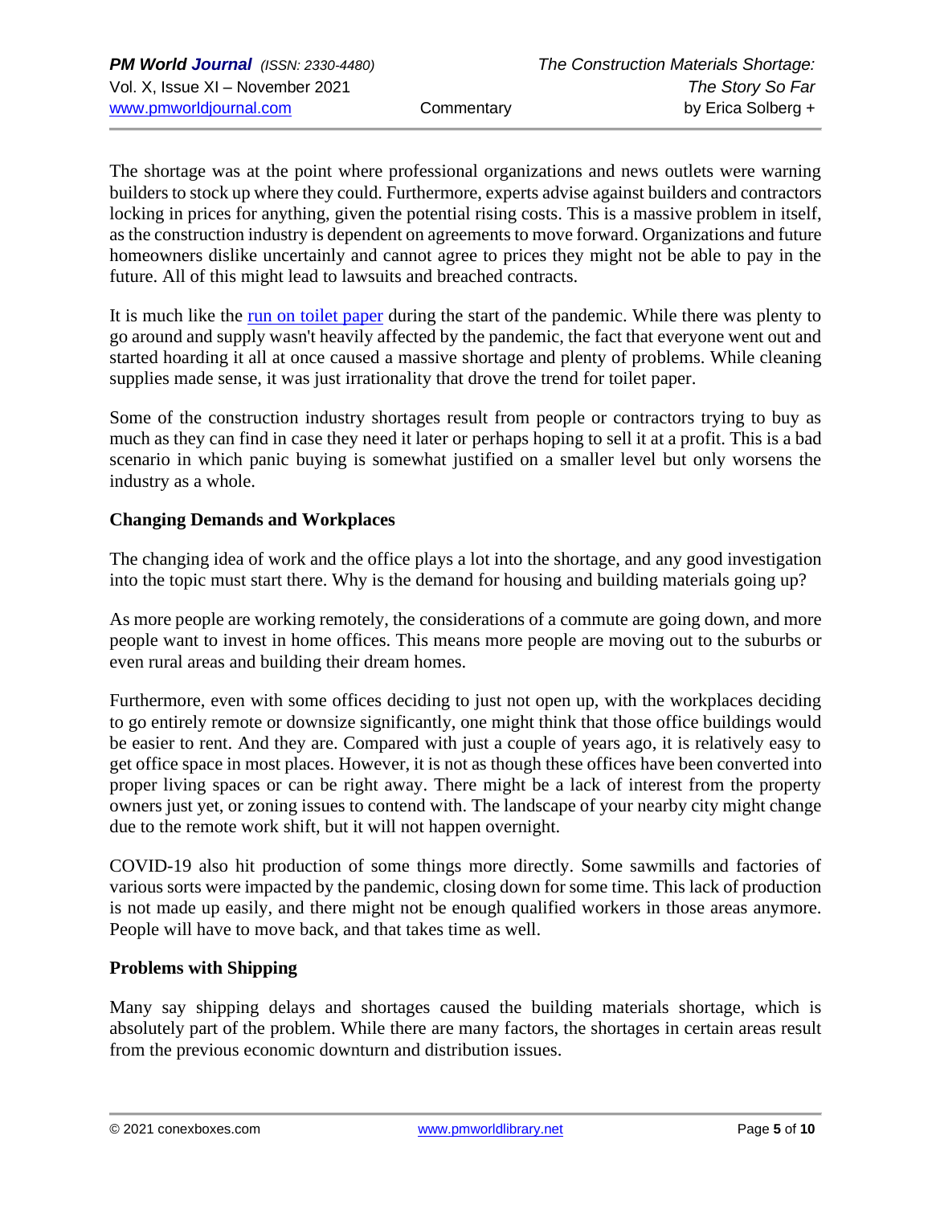The shortage was at the point where professional organizations and news outlets were warning builders to stock up where they could. Furthermore, experts advise against builders and contractors locking in prices for anything, given the potential rising costs. This is a massive problem in itself, as the construction industry is dependent on agreements to move forward. Organizations and future homeowners dislike uncertainly and cannot agree to prices they might not be able to pay in the future. All of this might lead to lawsuits and breached contracts.

It is much like the run on toilet paper during the start of the pandemic. While there was plenty to go around and supply wasn't heavily affected by the pandemic, the fact that everyone went out and started hoarding it all at once caused a massive shortage and plenty of problems. While cleaning supplies made sense, it was just irrationality that drove the trend for toilet paper.

Some of the construction industry shortages result from people or contractors trying to buy as much as they can find in case they need it later or perhaps hoping to sell it at a profit. This is a bad scenario in which panic buying is somewhat justified on a smaller level but only worsens the industry as a whole.

**Changing Demands and Workplaces**

The changing idea of work and the office plays a lot into the shortage, and any good investigation into the topic must start there. Why is the demand for housing and building materials going up?

As more people are working remotely, the considerations of a commute are going down, and more people want to invest in home offices. This means more people are moving out to the suburbs or even rural areas and building their dream homes.

Furthermore, even with some offices deciding to just not open up, with the workplaces deciding to go entirely remote or downsize significantly, one might think that those office buildings would be easier to rent. And they are. Compared with just a couple of years ago, it is relatively easy to get office space in most places. However, it is not as though these offices have been converted into proper living spaces or can be right away. There might be a lack of interest from the property owners just yet, or zoning issues to contend with. The landscape of your nearby city might change due to the remote work shift, but it will not happen overnight.

COVID-19 also hit production of some things more directly. Some sawmills and factories of various sorts were impacted by the pandemic, closing down for some time. This lack of production is not made up easily, and there might not be enough qualified workers in those areas anymore. People will have to move back, and that takes time as well.

**Problems with Shipping**

Many say shipping delays and shortages caused the building materials shortage, which is absolutely part of the problem. While there are many factors, the shortages in certain areas result from the previous economic downturn and distribution issues.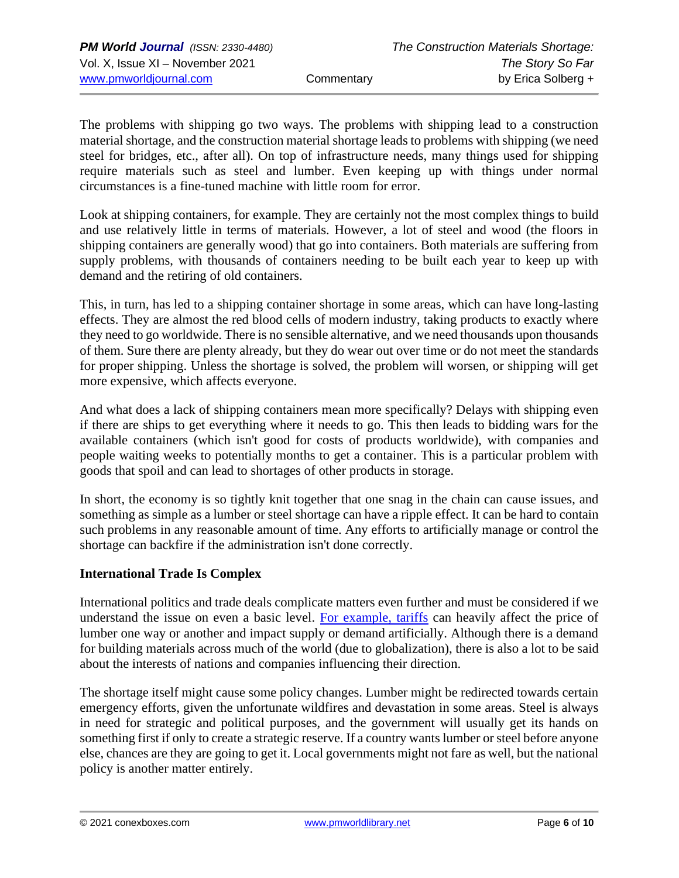The problems with shipping go two ways. The problems with shipping lead to a construction material shortage, and the construction material shortage leads to problems with shipping (we need steel for bridges, etc., after all). On top of infrastructure needs, many things used for shipping require materials such as steel and lumber. Even keeping up with things under normal circumstances is a fine-tuned machine with little room for error.

Look at shipping containers, for example. They are certainly not the most complex things to build and use relatively little in terms of materials. However, a lot of steel and wood (the floors in shipping containers are generally wood) that go into containers. Both materials are suffering from supply problems, with thousands of containers needing to be built each year to keep up with demand and the retiring of old containers.

This, in turn, has led to a shipping container shortage in some areas, which can have long-lasting effects. They are almost the red blood cells of modern industry, taking products to exactly where they need to go worldwide. There is no sensible alternative, and we need thousands upon thousands of them. Sure there are plenty already, but they do wear out over time or do not meet the standards for proper shipping. Unless the shortage is solved, the problem will worsen, or shipping will get more expensive, which affects everyone.

And what does a lack of shipping containers mean more specifically? Delays with shipping even if there are ships to get everything where it needs to go. This then leads to bidding wars for the available containers (which isn't good for costs of products worldwide), with companies and people waiting weeks to potentially months to get a container. This is a particular problem with goods that spoil and can lead to shortages of other products in storage.

In short, the economy is so tightly knit together that one snag in the chain can cause issues, and something as simple as a lumber or steel shortage can have a ripple effect. It can be hard to contain such problems in any reasonable amount of time. Any efforts to artificially manage or control the shortage can backfire if the administration isn't done correctly.

## International Trade Is Complex

International politics and trade deals complicate matters even further and must be considered if we understand the issue on even a basic level. For example, tariffs can heavily affect the price of lumber one way or another and impact supply or demand artificially. Although there is a demand for building materials across much of the world (due to globalization), there is also a lot to be said about the interests of nations and companies influencing their direction.

The shortage itself might cause some policy changes. Lumber might be redirected towards certain emergency efforts, given the unfortunate wildfires and devastation in some areas. Steel is always in need for strategic and political purposes, and the government will usually get its hands on something first if only to create a strategic reserve. If a country wants lumber or steel before anyone else, chances are they are going to get it. Local governments might not fare as well, but the national policy is another matter entirely.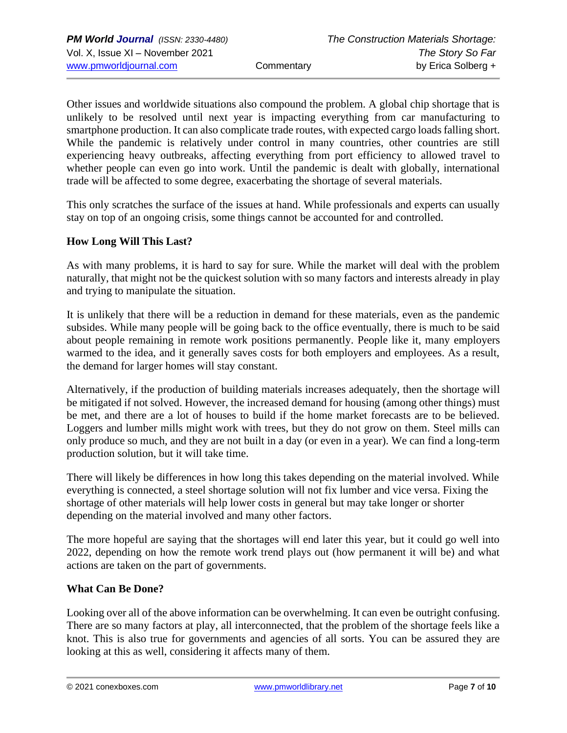Other issues and worldwide situations also compound the problem. A global chip shortage that is unlikely to be resolved until next year is impacting everything from car manufacturing to smartphone production. It can also complicate trade routes, with expected cargo loads falling short. While the pandemic is relatively under control in many countries, other countries are still experiencing heavy outbreaks, affecting everything from port efficiency to allowed travel to whether people can even go into work. Until the pandemic is dealt with globally, international trade will be affected to some degree, exacerbating the shortage of several materials.

This only scratches the surface of the issues at hand. While professionals and experts can usually stay on top of an ongoing crisis, some things cannot be accounted for and controlled.

**How Long Will This Last?**

As with many problems, it is hard to say for sure. While the market will deal with the problem naturally, that might not be the quickest solution with so many factors and interests already in play and trying to manipulate the situation.

It is unlikely that there will be a reduction in demand for these materials, even as the pandemic subsides. While many people will be going back to the office eventually, there is much to be said about people remaining in remote work positions permanently. People like it, many employers warmed to the idea, and it generally saves costs for both employers and employees. As a result, the demand for larger homes will stay constant.

Alternatively, if the production of building materials increases adequately, then the shortage will be mitigated if not solved. However, the increased demand for housing (among other things) must be met, and there are a lot of houses to build if the home market forecasts are to be believed. Loggers and lumber mills might work with trees, but they do not grow on them. Steel mills can only produce so much, and they are not built in a day (or even in a year). We can find a long-term production solution, but it will take time.

There will likely be differences in how long this takes depending on the material involved. While everything is connected, a steel shortage solution will not fix lumber and vice versa. Fixing the shortage of other materials will help lower costs in general but may take longer or shorter depending on the material involved and many other factors.

The more hopeful are saying that the shortages will end later this year, but it could go well into 2022, depending on how the remote work trend plays out (how permanent it will be) and what actions are taken on the part of governments.

**What Can Be Done?**

Looking over all of the above information can be overwhelming. It can even be outright confusing. There are so many factors at play, all interconnected, that the problem of the shortage feels like a knot. This is also true for governments and agencies of all sorts. You can be assured they are looking at this as well, considering it affects many of them.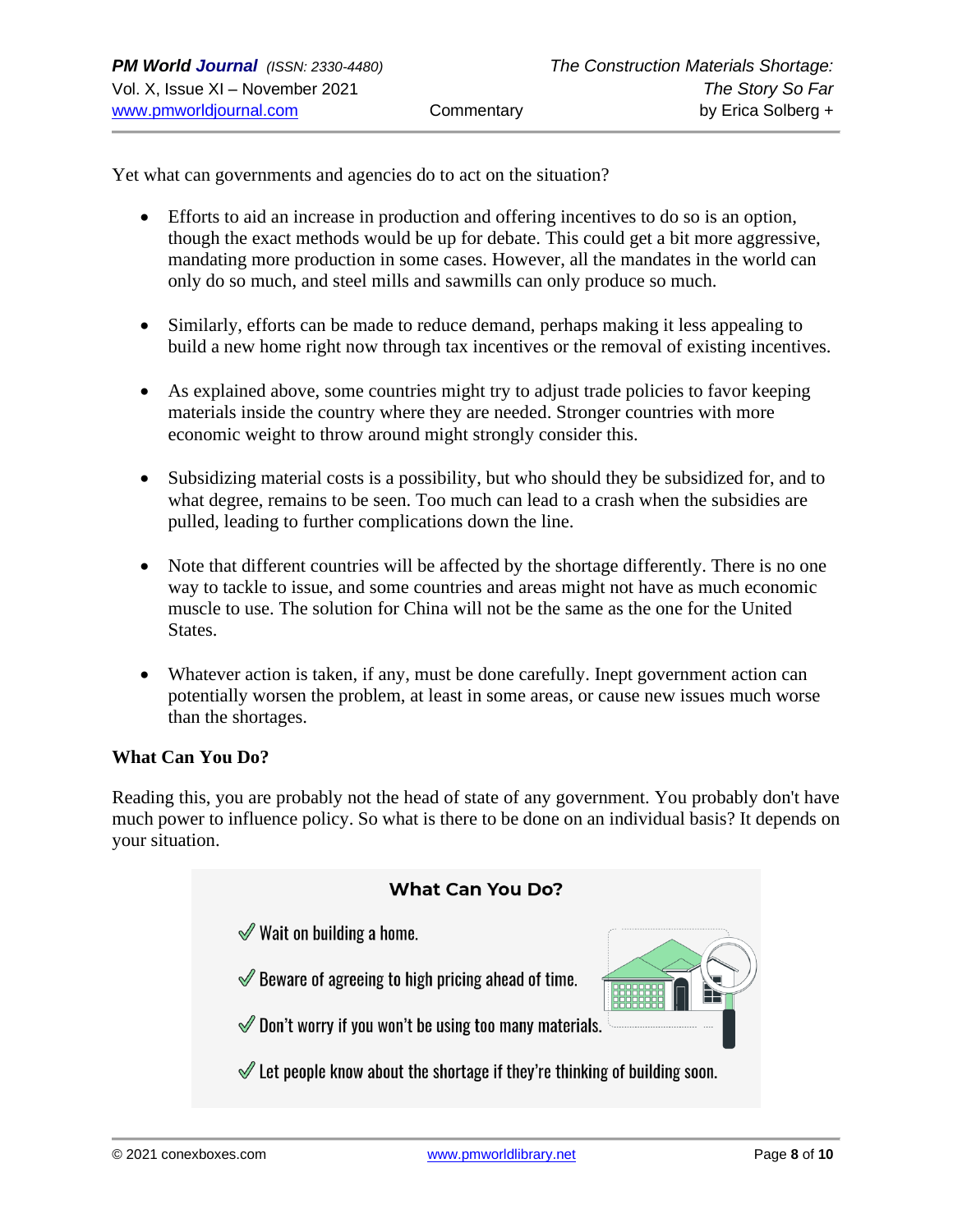Yet what can governments and agencies do to act on the situation?

- Efforts to aid an increase in production and offering incentives to do so is an option, though the exact methods would be up for debate. This could get a bit more aggressive, mandating more production in some cases. However, all the mandates in the world can only do so much, and steel mills and sawmills can only produce so much.

- Similarly, efforts can be made to reduce demand, perhaps making it less appealing to build a new home right now through tax incentives or the removal of existing incentives.

- As explained above, some countries might try to adjust trade policies to favor keeping materials inside the country where they are needed. Stronger countries with more economic weight to throw around might strongly consider this.

- Subsidizing material costs is a possibility, but who should they be subsidized for, and to what degree, remains to be seen. Too much can lead to a crash when the subsidies are pulled, leading to further complications down the line.

- Note that different countries will be affected by the shortage differently. There is no one way to tackle to issue, and some countries and areas might not have as much economic muscle to use. The solution for China will not be the same as the one for the United States.

- Whatever action is taken, if any, must be done carefully. Inept government action can potentially worsen the problem, at least in some areas, or cause new issues much worse than the shortages.

**What Can You Do?**

Reading this, you are probably not the head of state of any government. You probably don't have much power to influence policy. So what is there to be done on an individual basis? It depends on your situation.

**What Can You Do?**

- ✓ Wait on building a home.
- ✓ Beware of agreeing to high pricing ahead of time.
- ✓ Don't worry if you won't be using too many materials.
- ✓ Let people know about the shortage if they're thinking of building soon.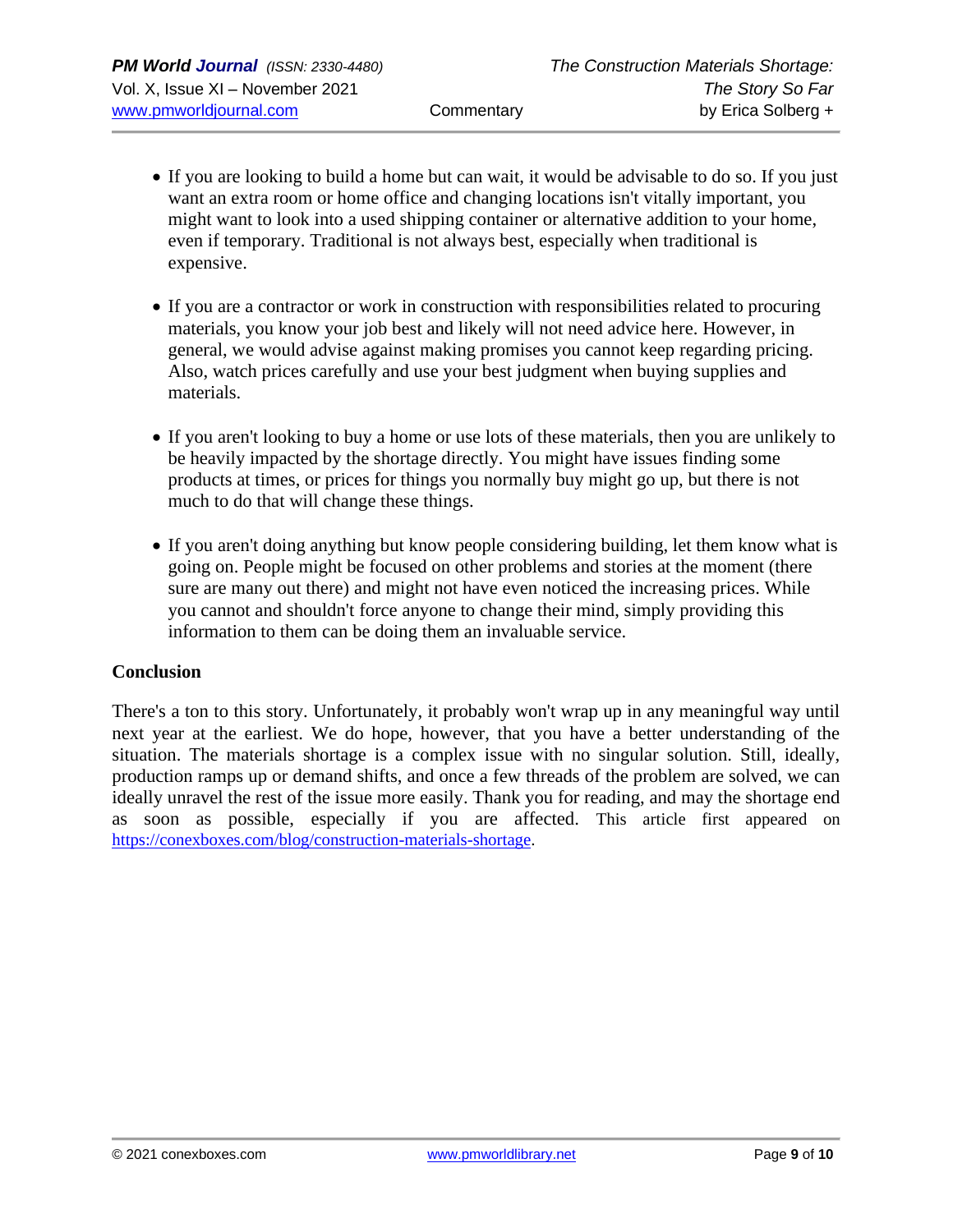- If you are looking to build a home but can wait, it would be advisable to do so. If you just want an extra room or home office and changing locations isn't vitally important, you might want to look into a used shipping container or alternative addition to your home, even if temporary. Traditional is not always best, especially when traditional is expensive.

- If you are a contractor or work in construction with responsibilities related to procuring materials, you know your job best and likely will not need advice here. However, in general, we would advise against making promises you cannot keep regarding pricing. Also, watch prices carefully and use your best judgment when buying supplies and materials.

- If you aren't looking to buy a home or use lots of these materials, then you are unlikely to be heavily impacted by the shortage directly. You might have issues finding some products at times, or prices for things you normally buy might go up, but there is not much to do that will change these things.

- If you aren't doing anything but know people considering building, let them know what is going on. People might be focused on other problems and stories at the moment (there sure are many out there) and might not have even noticed the increasing prices. While you cannot and shouldn't force anyone to change their mind, simply providing this information to them can be doing them an invaluable service.

**Conclusion**

There's a ton to this story. Unfortunately, it probably won't wrap up in any meaningful way until next year at the earliest. We do hope, however, that you have a better understanding of the situation. The materials shortage is a complex issue with no singular solution. Still, ideally, production ramps up or demand shifts, and once a few threads of the problem are solved, we can ideally unravel the rest of the issue more easily. Thank you for reading, and may the shortage end as soon as possible, especially if you are affected. This article first appeared on https://conexboxes.com/blog/construction-materials-shortage.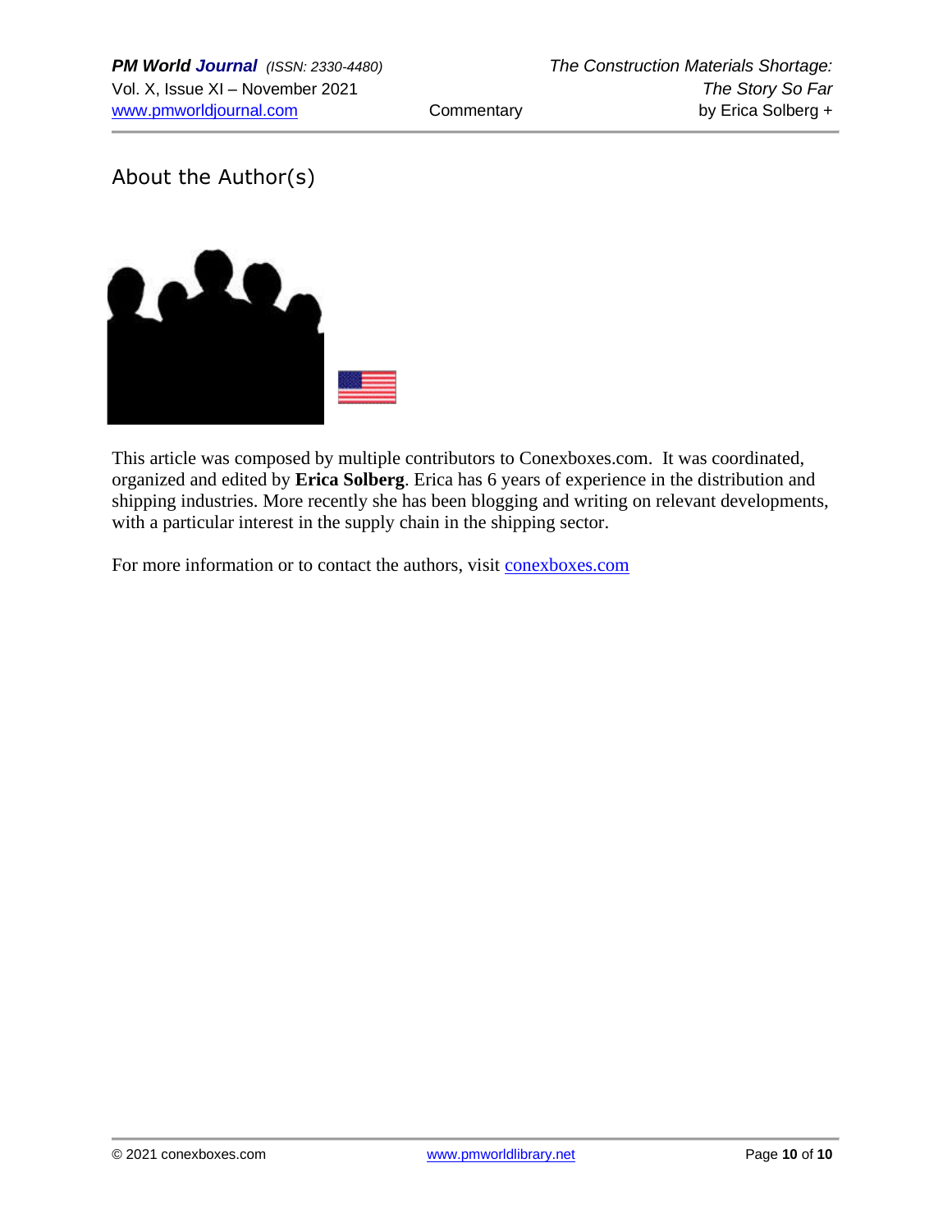## About the Author(s)

This article was composed by multiple contributors to Conexboxes.com. It was coordinated, organized and edited by **Erica Solberg**. Erica has 6 years of experience in the distribution and shipping industries. More recently she has been blogging and writing on relevant developments, with a particular interest in the supply chain in the shipping sector.

For more information or to contact the authors, visit [conexboxes.com](conexboxes.com)